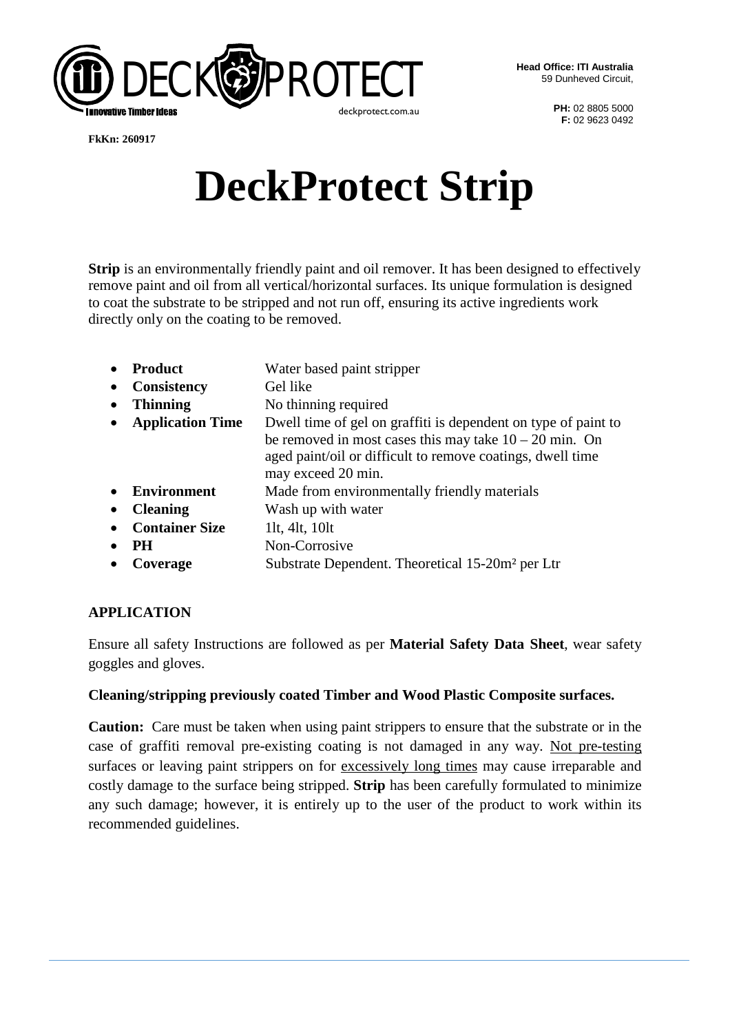Head Office: ITI Australia
59 Dunheved Circuit,

PH: 02 8805 5000
F: 02 9623 0492

FkKn: 260917

# DeckProtect Strip

**Strip** is an environmentally friendly paint and oil remover. It has been designed to effectively remove paint and oil from all vertical/horizontal surfaces. Its unique formulation is designed to coat the substrate to be stripped and not run off, ensuring its active ingredients work directly only on the coating to be removed.

- **Product** Water based paint stripper
- **Consistency** Gel like
- **Thinning** No thinning required
- **Application Time** Dwell time of gel on graffiti is dependent on type of paint to be removed in most cases this may take 10 – 20 min. On aged paint/oil or difficult to remove coatings, dwell time may exceed 20 min.
- **Environment** Made from environmentally friendly materials
- **Cleaning** Wash up with water
- **Container Size** 1lt, 4lt, 10lt
- **PH** Non-Corrosive
- **Coverage** Substrate Dependent. Theoretical 15-20m² per Ltr

## APPLICATION

Ensure all safety Instructions are followed as per **Material Safety Data Sheet**, wear safety goggles and gloves.

**Cleaning/stripping previously coated Timber and Wood Plastic Composite surfaces.**

**Caution:** Care must be taken when using paint strippers to ensure that the substrate or in the case of graffiti removal pre-existing coating is not damaged in any way. Not pre-testing surfaces or leaving paint strippers on for excessively long times may cause irreparable and costly damage to the surface being stripped. **Strip** has been carefully formulated to minimize any such damage; however, it is entirely up to the user of the product to work within its recommended guidelines.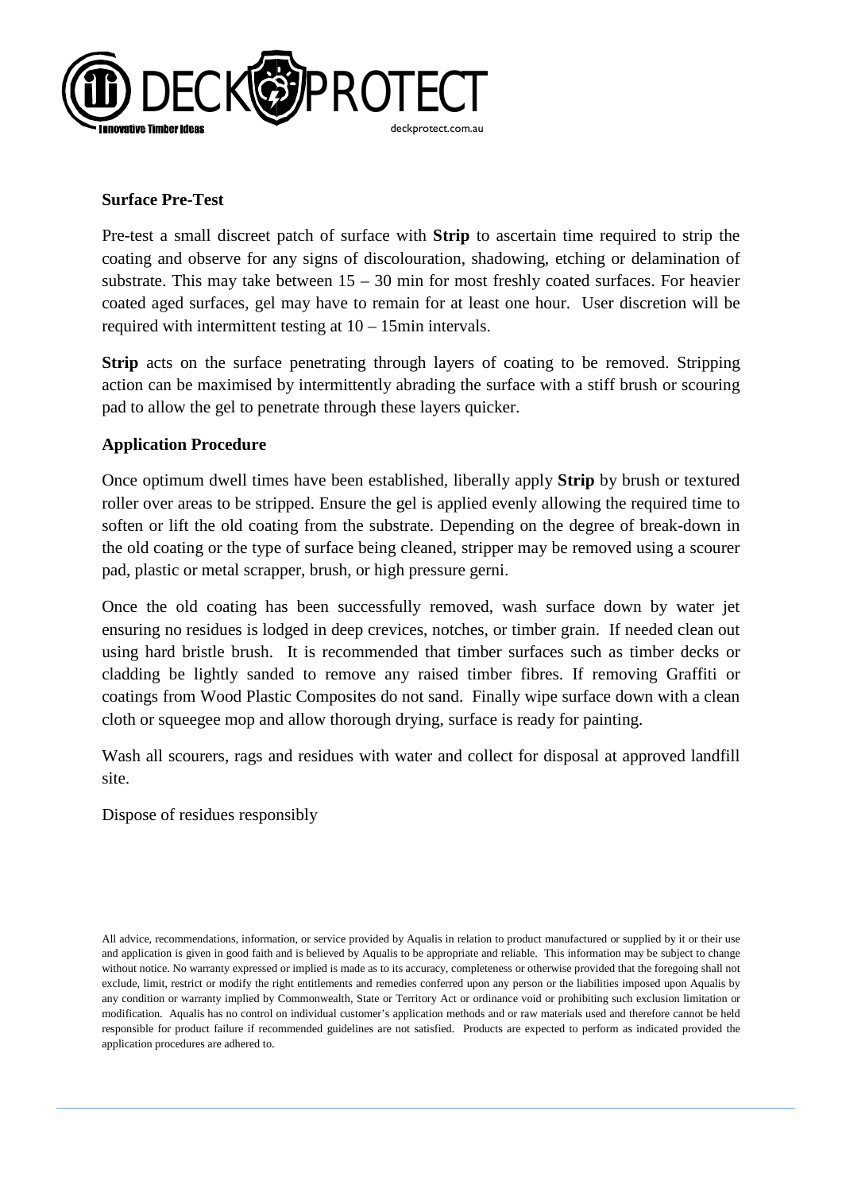**Surface Pre-Test**

Pre-test a small discreet patch of surface with **Strip** to ascertain time required to strip the coating and observe for any signs of discolouration, shadowing, etching or delamination of substrate. This may take between 15 – 30 min for most freshly coated surfaces. For heavier coated aged surfaces, gel may have to remain for at least one hour. User discretion will be required with intermittent testing at 10 – 15min intervals.

**Strip** acts on the surface penetrating through layers of coating to be removed. Stripping action can be maximised by intermittently abrading the surface with a stiff brush or scouring pad to allow the gel to penetrate through these layers quicker.

**Application Procedure**

Once optimum dwell times have been established, liberally apply **Strip** by brush or textured roller over areas to be stripped. Ensure the gel is applied evenly allowing the required time to soften or lift the old coating from the substrate. Depending on the degree of break-down in the old coating or the type of surface being cleaned, stripper may be removed using a scourer pad, plastic or metal scrapper, brush, or high pressure gerni.

Once the old coating has been successfully removed, wash surface down by water jet ensuring no residues is lodged in deep crevices, notches, or timber grain. If needed clean out using hard bristle brush. It is recommended that timber surfaces such as timber decks or cladding be lightly sanded to remove any raised timber fibres. If removing Graffiti or coatings from Wood Plastic Composites do not sand. Finally wipe surface down with a clean cloth or squeegee mop and allow thorough drying, surface is ready for painting.

Wash all scourers, rags and residues with water and collect for disposal at approved landfill site.

Dispose of residues responsibly

All advice, recommendations, information, or service provided by Aqualis in relation to product manufactured or supplied by it or their use and application is given in good faith and is believed by Aqualis to be appropriate and reliable. This information may be subject to change without notice. No warranty expressed or implied is made as to its accuracy, completeness or otherwise provided that the foregoing shall not exclude, limit, restrict or modify the right entitlements and remedies conferred upon any person or the liabilities imposed upon Aqualis by any condition or warranty implied by Commonwealth, State or Territory Act or ordinance void or prohibiting such exclusion limitation or modification. Aqualis has no control on individual customer's application methods and or raw materials used and therefore cannot be held responsible for product failure if recommended guidelines are not satisfied. Products are expected to perform as indicated provided the application procedures are adhered to.